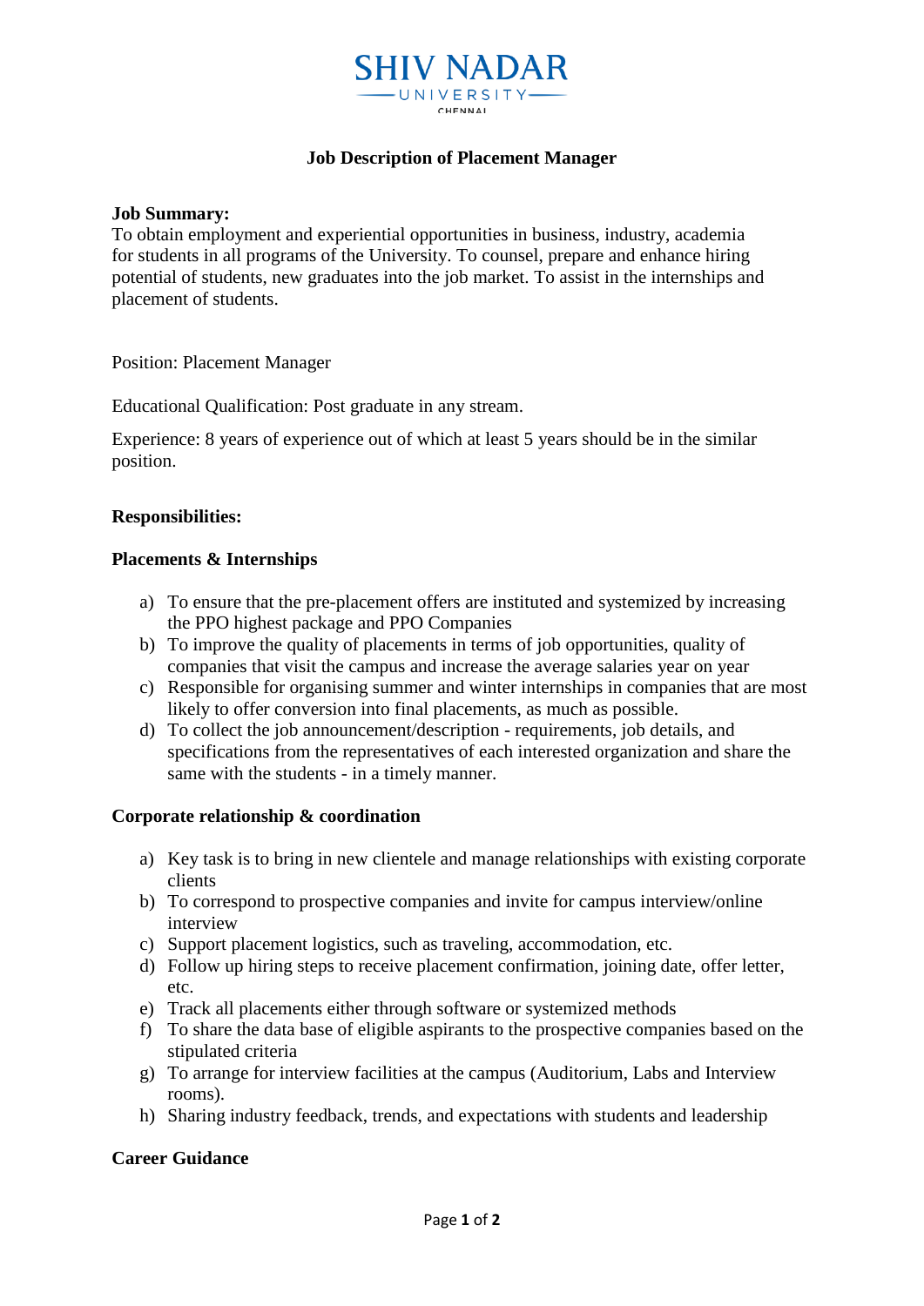SHIV NADAR UNIVERSITY CHENNAI

# Job Description of Placement Manager

**Job Summary:**
To obtain employment and experiential opportunities in business, industry, academia for students in all programs of the University. To counsel, prepare and enhance hiring potential of students, new graduates into the job market. To assist in the internships and placement of students.

Position: Placement Manager

Educational Qualification: Post graduate in any stream.

Experience: 8 years of experience out of which at least 5 years should be in the similar position.

**Responsibilities:**

**Placements & Internships**

a) To ensure that the pre-placement offers are instituted and systemized by increasing the PPO highest package and PPO Companies
b) To improve the quality of placements in terms of job opportunities, quality of companies that visit the campus and increase the average salaries year on year
c) Responsible for organising summer and winter internships in companies that are most likely to offer conversion into final placements, as much as possible.
d) To collect the job announcement/description - requirements, job details, and specifications from the representatives of each interested organization and share the same with the students - in a timely manner.

**Corporate relationship & coordination**

a) Key task is to bring in new clientele and manage relationships with existing corporate clients
b) To correspond to prospective companies and invite for campus interview/online interview
c) Support placement logistics, such as traveling, accommodation, etc.
d) Follow up hiring steps to receive placement confirmation, joining date, offer letter, etc.
e) Track all placements either through software or systemized methods
f) To share the data base of eligible aspirants to the prospective companies based on the stipulated criteria
g) To arrange for interview facilities at the campus (Auditorium, Labs and Interview rooms).
h) Sharing industry feedback, trends, and expectations with students and leadership

**Career Guidance**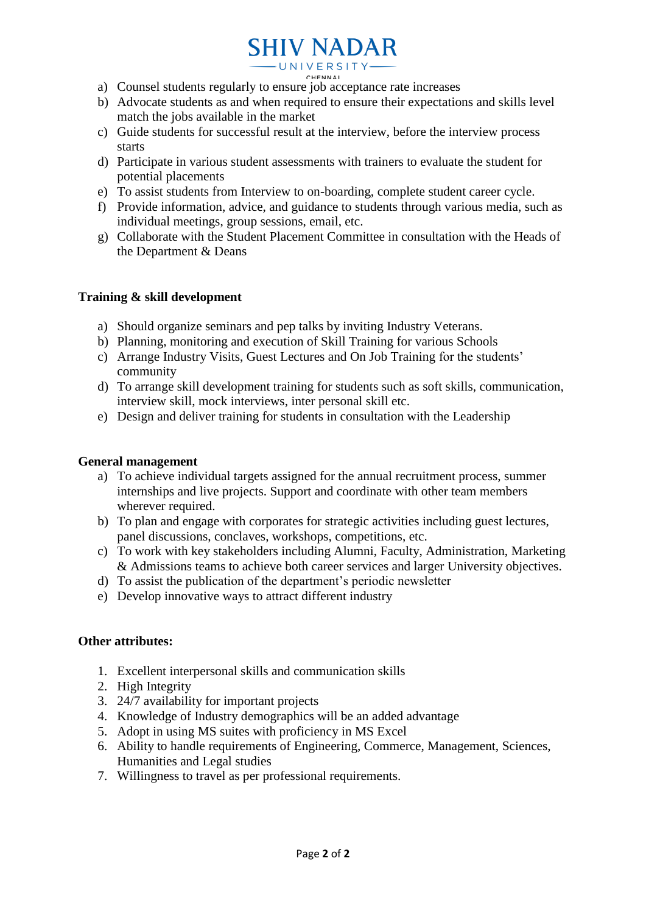a) Counsel students regularly to ensure job acceptance rate increases
b) Advocate students as and when required to ensure their expectations and skills level match the jobs available in the market
c) Guide students for successful result at the interview, before the interview process starts
d) Participate in various student assessments with trainers to evaluate the student for potential placements
e) To assist students from Interview to on-boarding, complete student career cycle.
f) Provide information, advice, and guidance to students through various media, such as individual meetings, group sessions, email, etc.
g) Collaborate with the Student Placement Committee in consultation with the Heads of the Department & Deans

**Training & skill development**

a) Should organize seminars and pep talks by inviting Industry Veterans.
b) Planning, monitoring and execution of Skill Training for various Schools
c) Arrange Industry Visits, Guest Lectures and On Job Training for the students' community
d) To arrange skill development training for students such as soft skills, communication, interview skill, mock interviews, inter personal skill etc.
e) Design and deliver training for students in consultation with the Leadership

**General management**

a) To achieve individual targets assigned for the annual recruitment process, summer internships and live projects. Support and coordinate with other team members wherever required.
b) To plan and engage with corporates for strategic activities including guest lectures, panel discussions, conclaves, workshops, competitions, etc.
c) To work with key stakeholders including Alumni, Faculty, Administration, Marketing & Admissions teams to achieve both career services and larger University objectives.
d) To assist the publication of the department's periodic newsletter
e) Develop innovative ways to attract different industry

**Other attributes:**

1. Excellent interpersonal skills and communication skills
2. High Integrity
3. 24/7 availability for important projects
4. Knowledge of Industry demographics will be an added advantage
5. Adopt in using MS suites with proficiency in MS Excel
6. Ability to handle requirements of Engineering, Commerce, Management, Sciences, Humanities and Legal studies
7. Willingness to travel as per professional requirements.